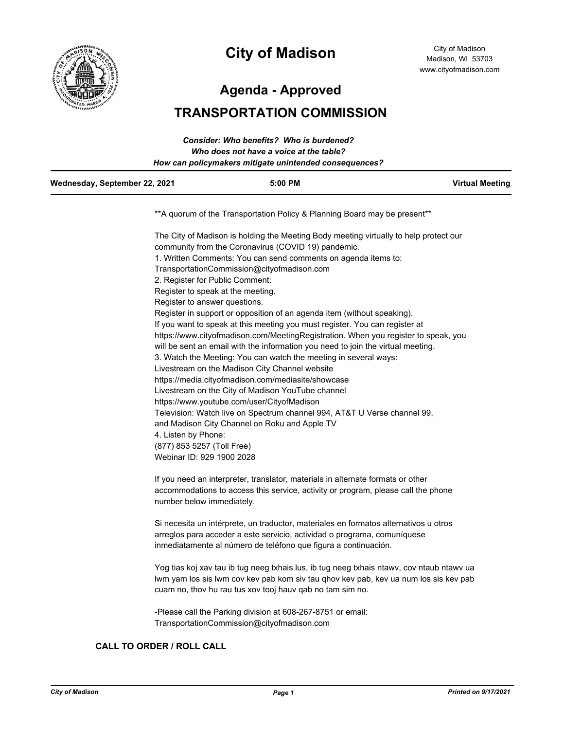# City of Madison

City of Madison
Madison, WI 53703
www.cityofmadison.com

## Agenda - Approved

## TRANSPORTATION COMMISSION

***Consider: Who benefits? Who is burdened?***
***Who does not have a voice at the table?***
***How can policymakers mitigate unintended consequences?***

| **Wednesday, September 22, 2021** | **5:00 PM** | **Virtual Meeting** |
|---|---|---|

**A quorum of the Transportation Policy & Planning Board may be present**

The City of Madison is holding the Meeting Body meeting virtually to help protect our community from the Coronavirus (COVID 19) pandemic.
1. Written Comments: You can send comments on agenda items to:
TransportationCommission@cityofmadison.com
2. Register for Public Comment:
Register to speak at the meeting.
Register to answer questions.
Register in support or opposition of an agenda item (without speaking).
If you want to speak at this meeting you must register. You can register at https://www.cityofmadison.com/MeetingRegistration. When you register to speak, you will be sent an email with the information you need to join the virtual meeting.
3. Watch the Meeting: You can watch the meeting in several ways:
Livestream on the Madison City Channel website
https://media.cityofmadison.com/mediasite/showcase
Livestream on the City of Madison YouTube channel
https://www.youtube.com/user/CityofMadison
Television: Watch live on Spectrum channel 994, AT&T U Verse channel 99, and Madison City Channel on Roku and Apple TV
4. Listen by Phone:
(877) 853 5257 (Toll Free)
Webinar ID: 929 1900 2028

If you need an interpreter, translator, materials in alternate formats or other accommodations to access this service, activity or program, please call the phone number below immediately.

Si necesita un intérprete, un traductor, materiales en formatos alternativos u otros arreglos para acceder a este servicio, actividad o programa, comuníquese inmediatamente al número de teléfono que figura a continuación.

Yog tias koj xav tau ib tug neeg txhais lus, ib tug neeg txhais ntawv, cov ntaub ntawv ua lwm yam los sis lwm cov kev pab kom siv tau qhov kev pab, kev ua num los sis kev pab cuam no, thov hu rau tus xov tooj hauv qab no tam sim no.

-Please call the Parking division at 608-267-8751 or email:
TransportationCommission@cityofmadison.com

**CALL TO ORDER / ROLL CALL**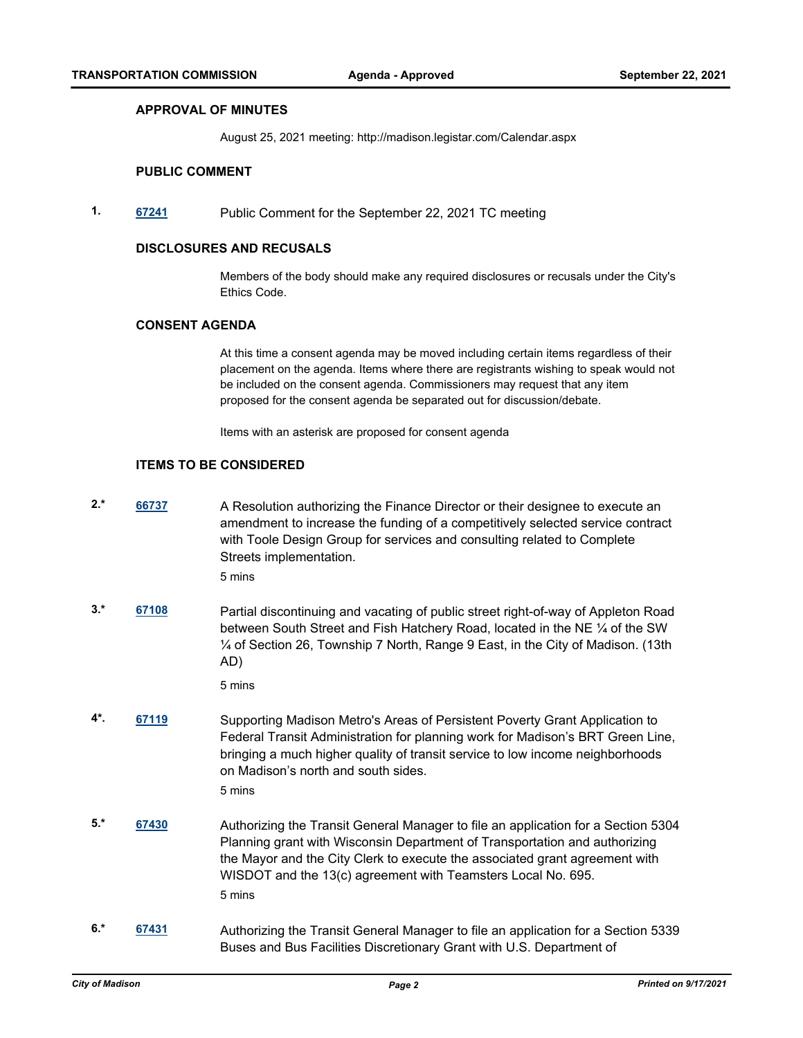### APPROVAL OF MINUTES

August 25, 2021 meeting: http://madison.legistar.com/Calendar.aspx

### PUBLIC COMMENT

**1.** **67241** Public Comment for the September 22, 2021 TC meeting

### DISCLOSURES AND RECUSALS

Members of the body should make any required disclosures or recusals under the City's Ethics Code.

### CONSENT AGENDA

At this time a consent agenda may be moved including certain items regardless of their placement on the agenda. Items where there are registrants wishing to speak would not be included on the consent agenda. Commissioners may request that any item proposed for the consent agenda be separated out for discussion/debate.

Items with an asterisk are proposed for consent agenda

### ITEMS TO BE CONSIDERED

**2.*** **66737** A Resolution authorizing the Finance Director or their designee to execute an amendment to increase the funding of a competitively selected service contract with Toole Design Group for services and consulting related to Complete Streets implementation.

5 mins

**3.*** **67108** Partial discontinuing and vacating of public street right-of-way of Appleton Road between South Street and Fish Hatchery Road, located in the NE ¼ of the SW ¼ of Section 26, Township 7 North, Range 9 East, in the City of Madison. (13th AD)

5 mins

**4*.** **67119** Supporting Madison Metro's Areas of Persistent Poverty Grant Application to Federal Transit Administration for planning work for Madison's BRT Green Line, bringing a much higher quality of transit service to low income neighborhoods on Madison's north and south sides.

5 mins

**5.*** **67430** Authorizing the Transit General Manager to file an application for a Section 5304 Planning grant with Wisconsin Department of Transportation and authorizing the Mayor and the City Clerk to execute the associated grant agreement with WISDOT and the 13(c) agreement with Teamsters Local No. 695.

5 mins

**6.*** **67431** Authorizing the Transit General Manager to file an application for a Section 5339 Buses and Bus Facilities Discretionary Grant with U.S. Department of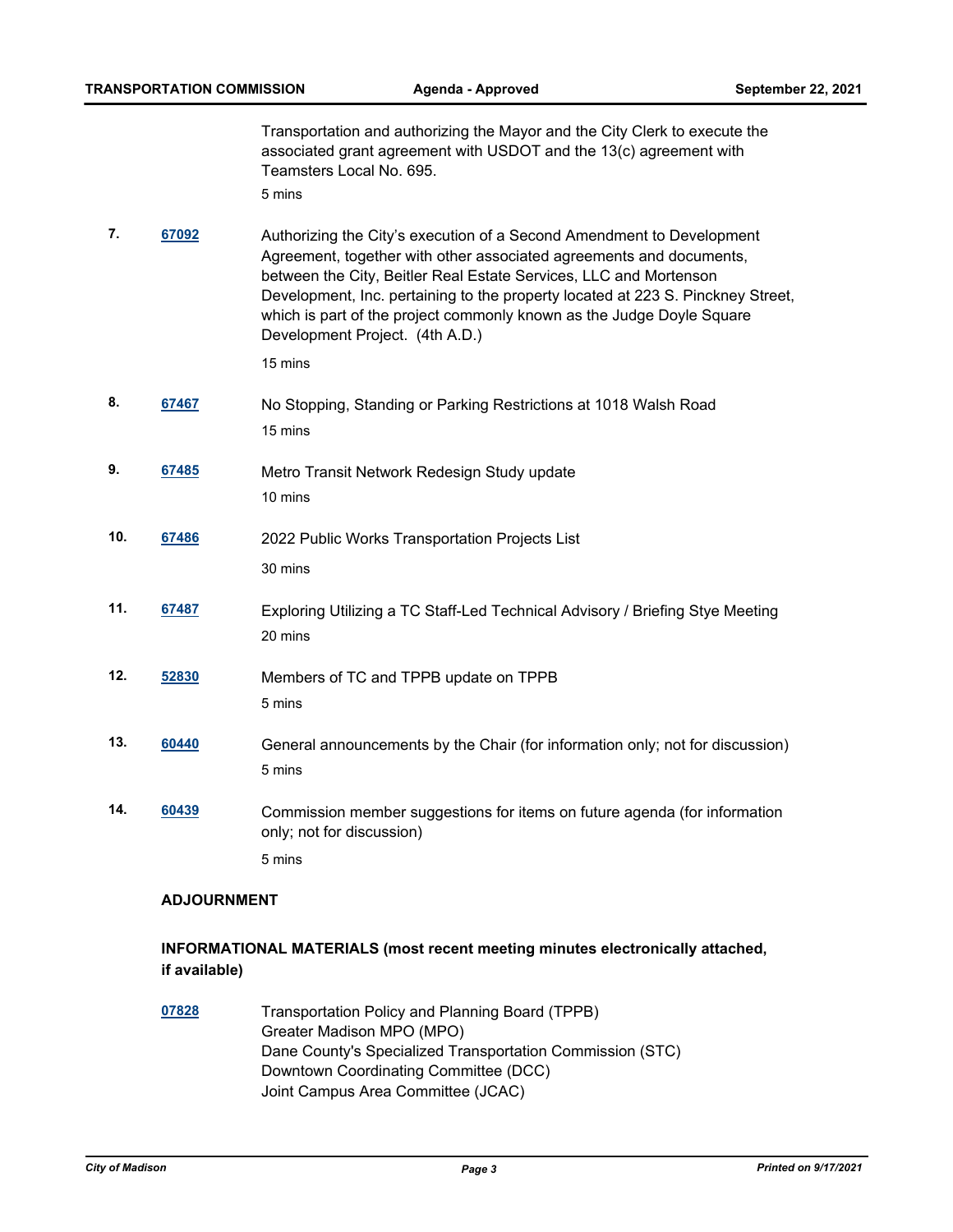Transportation and authorizing the Mayor and the City Clerk to execute the associated grant agreement with USDOT and the 13(c) agreement with Teamsters Local No. 695.

5 mins

7. **67092** Authorizing the City's execution of a Second Amendment to Development Agreement, together with other associated agreements and documents, between the City, Beitler Real Estate Services, LLC and Mortenson Development, Inc. pertaining to the property located at 223 S. Pinckney Street, which is part of the project commonly known as the Judge Doyle Square Development Project. (4th A.D.)

   15 mins

8. **67467** No Stopping, Standing or Parking Restrictions at 1018 Walsh Road

   15 mins

9. **67485** Metro Transit Network Redesign Study update

   10 mins

10. **67486** 2022 Public Works Transportation Projects List

    30 mins

11. **67487** Exploring Utilizing a TC Staff-Led Technical Advisory / Briefing Stye Meeting

    20 mins

12. **52830** Members of TC and TPPB update on TPPB

    5 mins

13. **60440** General announcements by the Chair (for information only; not for discussion)

    5 mins

14. **60439** Commission member suggestions for items on future agenda (for information only; not for discussion)

    5 mins

**ADJOURNMENT**

**INFORMATIONAL MATERIALS (most recent meeting minutes electronically attached, if available)**

**07828** Transportation Policy and Planning Board (TPPB)
Greater Madison MPO (MPO)
Dane County's Specialized Transportation Commission (STC)
Downtown Coordinating Committee (DCC)
Joint Campus Area Committee (JCAC)